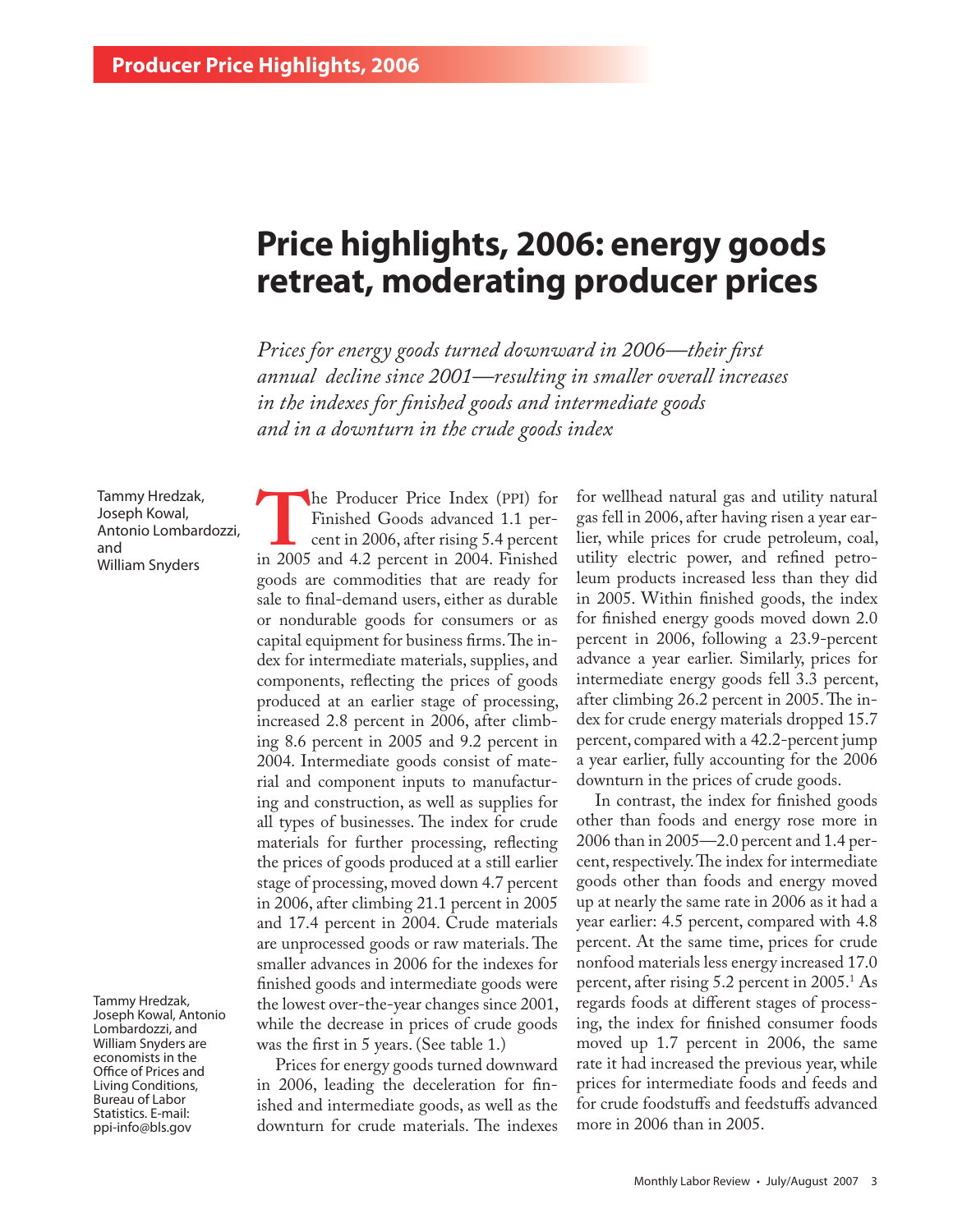Producer Price Highlights, 2006

# Price highlights, 2006: energy goods retreat, moderating producer prices

*Prices for energy goods turned downward in 2006—their first annual decline since 2001—resulting in smaller overall increases in the indexes for finished goods and intermediate goods and in a downturn in the crude goods index*

Tammy Hredzak,
Joseph Kowal,
Antonio Lombardozzi,
and
William Snyders

Tammy Hredzak, Joseph Kowal, Antonio Lombardozzi, and William Snyders are economists in the Office of Prices and Living Conditions, Bureau of Labor Statistics. E-mail: ppi-info@bls.gov

The Producer Price Index (PPI) for Finished Goods advanced 1.1 percent in 2006, after rising 5.4 percent in 2005 and 4.2 percent in 2004. Finished goods are commodities that are ready for sale to final-demand users, either as durable or nondurable goods for consumers or as capital equipment for business firms. The index for intermediate materials, supplies, and components, reflecting the prices of goods produced at an earlier stage of processing, increased 2.8 percent in 2006, after climbing 8.6 percent in 2005 and 9.2 percent in 2004. Intermediate goods consist of material and component inputs to manufacturing and construction, as well as supplies for all types of businesses. The index for crude materials for further processing, reflecting the prices of goods produced at a still earlier stage of processing, moved down 4.7 percent in 2006, after climbing 21.1 percent in 2005 and 17.4 percent in 2004. Crude materials are unprocessed goods or raw materials. The smaller advances in 2006 for the indexes for finished goods and intermediate goods were the lowest over-the-year changes since 2001, while the decrease in prices of crude goods was the first in 5 years. (See table 1.)

Prices for energy goods turned downward in 2006, leading the deceleration for finished and intermediate goods, as well as the downturn for crude materials. The indexes for wellhead natural gas and utility natural gas fell in 2006, after having risen a year earlier, while prices for crude petroleum, coal, utility electric power, and refined petroleum products increased less than they did in 2005. Within finished goods, the index for finished energy goods moved down 2.0 percent in 2006, following a 23.9-percent advance a year earlier. Similarly, prices for intermediate energy goods fell 3.3 percent, after climbing 26.2 percent in 2005. The index for crude energy materials dropped 15.7 percent, compared with a 42.2-percent jump a year earlier, fully accounting for the 2006 downturn in the prices of crude goods.

In contrast, the index for finished goods other than foods and energy rose more in 2006 than in 2005—2.0 percent and 1.4 percent, respectively. The index for intermediate goods other than foods and energy moved up at nearly the same rate in 2006 as it had a year earlier: 4.5 percent, compared with 4.8 percent. At the same time, prices for crude nonfood materials less energy increased 17.0 percent, after rising 5.2 percent in 2005.[1] As regards foods at different stages of processing, the index for finished consumer foods moved up 1.7 percent in 2006, the same rate it had increased the previous year, while prices for intermediate foods and feeds and for crude foodstuffs and feedstuffs advanced more in 2006 than in 2005.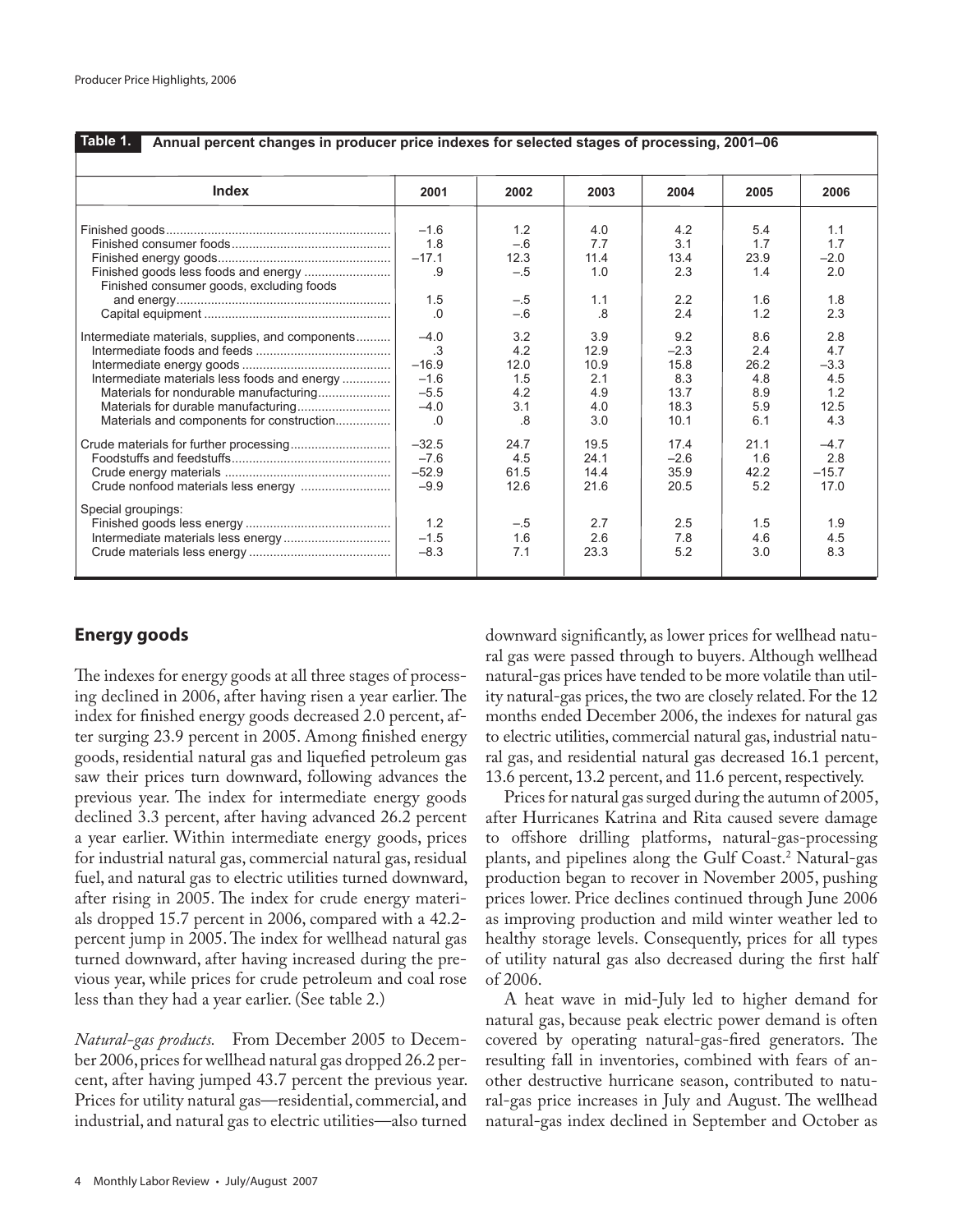**Table 1. Annual percent changes in producer price indexes for selected stages of processing, 2001–06**

| Index | 2001 | 2002 | 2003 | 2004 | 2005 | 2006 |
|---|---|---|---|---|---|---|
| Finished goods | –1.6 | 1.2 | 4.0 | 4.2 | 5.4 | 1.1 |
| Finished consumer foods | 1.8 | –.6 | 7.7 | 3.1 | 1.7 | 1.7 |
| Finished energy goods | –17.1 | 12.3 | 11.4 | 13.4 | 23.9 | –2.0 |
| Finished goods less foods and energy | .9 | –.5 | 1.0 | 2.3 | 1.4 | 2.0 |
| Finished consumer goods, excluding foods and energy | 1.5 | –.5 | 1.1 | 2.2 | 1.6 | 1.8 |
| Capital equipment | .0 | –.6 | .8 | 2.4 | 1.2 | 2.3 |
| Intermediate materials, supplies, and components | –4.0 | 3.2 | 3.9 | 9.2 | 8.6 | 2.8 |
| Intermediate foods and feeds | .3 | 4.2 | 12.9 | –2.3 | 2.4 | 4.7 |
| Intermediate energy goods | –16.9 | 12.0 | 10.9 | 15.8 | 26.2 | –3.3 |
| Intermediate materials less foods and energy | –1.6 | 1.5 | 2.1 | 8.3 | 4.8 | 4.5 |
| Materials for nondurable manufacturing | –5.5 | 4.2 | 4.9 | 13.7 | 8.9 | 1.2 |
| Materials for durable manufacturing | –4.0 | 3.1 | 4.0 | 18.3 | 5.9 | 12.5 |
| Materials and components for construction | .0 | .8 | 3.0 | 10.1 | 6.1 | 4.3 |
| Crude materials for further processing | –32.5 | 24.7 | 19.5 | 17.4 | 21.1 | –4.7 |
| Foodstuffs and feedstuffs | –7.6 | 4.5 | 24.1 | –2.6 | 1.6 | 2.8 |
| Crude energy materials | –52.9 | 61.5 | 14.4 | 35.9 | 42.2 | –15.7 |
| Crude nonfood materials less energy | –9.9 | 12.6 | 21.6 | 20.5 | 5.2 | 17.0 |
| Special groupings: | | | | | | |
| Finished goods less energy | 1.2 | –.5 | 2.7 | 2.5 | 1.5 | 1.9 |
| Intermediate materials less energy | –1.5 | 1.6 | 2.6 | 7.8 | 4.6 | 4.5 |
| Crude materials less energy | –8.3 | 7.1 | 23.3 | 5.2 | 3.0 | 8.3 |

## Energy goods

The indexes for energy goods at all three stages of processing declined in 2006, after having risen a year earlier. The index for finished energy goods decreased 2.0 percent, after surging 23.9 percent in 2005. Among finished energy goods, residential natural gas and liquefied petroleum gas saw their prices turn downward, following advances the previous year. The index for intermediate energy goods declined 3.3 percent, after having advanced 26.2 percent a year earlier. Within intermediate energy goods, prices for industrial natural gas, commercial natural gas, residual fuel, and natural gas to electric utilities turned downward, after rising in 2005. The index for crude energy materials dropped 15.7 percent in 2006, compared with a 42.2-percent jump in 2005. The index for wellhead natural gas turned downward, after having increased during the previous year, while prices for crude petroleum and coal rose less than they had a year earlier. (See table 2.)

*Natural-gas products.* From December 2005 to December 2006, prices for wellhead natural gas dropped 26.2 percent, after having jumped 43.7 percent the previous year. Prices for utility natural gas—residential, commercial, and industrial, and natural gas to electric utilities—also turned downward significantly, as lower prices for wellhead natural gas were passed through to buyers. Although wellhead natural-gas prices have tended to be more volatile than utility natural-gas prices, the two are closely related. For the 12 months ended December 2006, the indexes for natural gas to electric utilities, commercial natural gas, industrial natural gas, and residential natural gas decreased 16.1 percent, 13.6 percent, 13.2 percent, and 11.6 percent, respectively.

Prices for natural gas surged during the autumn of 2005, after Hurricanes Katrina and Rita caused severe damage to offshore drilling platforms, natural-gas-processing plants, and pipelines along the Gulf Coast.[2] Natural-gas production began to recover in November 2005, pushing prices lower. Price declines continued through June 2006 as improving production and mild winter weather led to healthy storage levels. Consequently, prices for all types of utility natural gas also decreased during the first half of 2006.

A heat wave in mid-July led to higher demand for natural gas, because peak electric power demand is often covered by operating natural-gas-fired generators. The resulting fall in inventories, combined with fears of another destructive hurricane season, contributed to natural-gas price increases in July and August. The wellhead natural-gas index declined in September and October as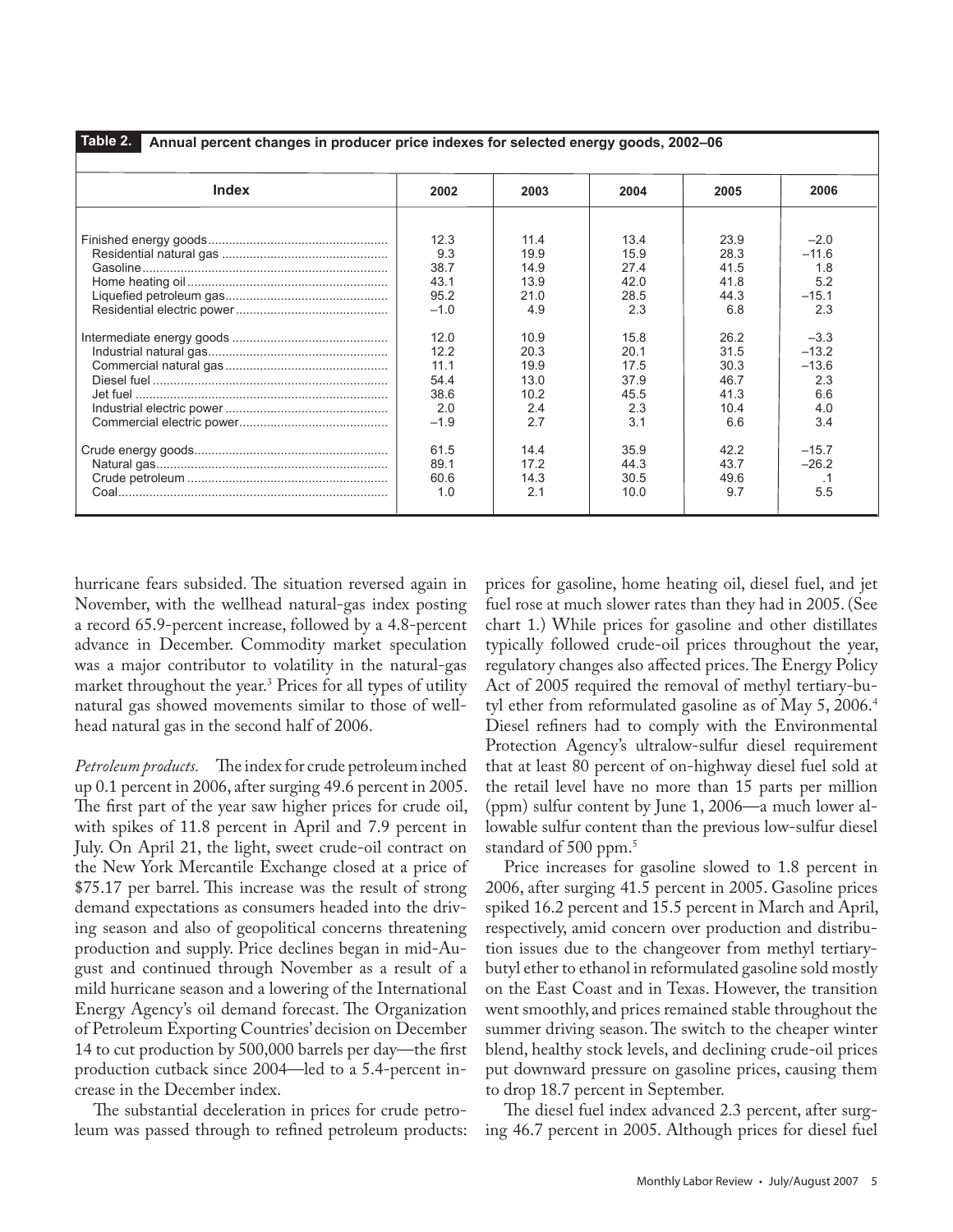**Table 2. Annual percent changes in producer price indexes for selected energy goods, 2002–06**

| Index | 2002 | 2003 | 2004 | 2005 | 2006 |
|---|---|---|---|---|---|
| Finished energy goods | 12.3 | 11.4 | 13.4 | 23.9 | –2.0 |
| Residential natural gas | 9.3 | 19.9 | 15.9 | 28.3 | –11.6 |
| Gasoline | 38.7 | 14.9 | 27.4 | 41.5 | 1.8 |
| Home heating oil | 43.1 | 13.9 | 42.0 | 41.8 | 5.2 |
| Liquefied petroleum gas | 95.2 | 21.0 | 28.5 | 44.3 | –15.1 |
| Residential electric power | –1.0 | 4.9 | 2.3 | 6.8 | 2.3 |
| Intermediate energy goods | 12.0 | 10.9 | 15.8 | 26.2 | –3.3 |
| Industrial natural gas | 12.2 | 20.3 | 20.1 | 31.5 | –13.2 |
| Commercial natural gas | 11.1 | 19.9 | 17.5 | 30.3 | –13.6 |
| Diesel fuel | 54.4 | 13.0 | 37.9 | 46.7 | 2.3 |
| Jet fuel | 38.6 | 10.2 | 45.5 | 41.3 | 6.6 |
| Industrial electric power | 2.0 | 2.4 | 2.3 | 10.4 | 4.0 |
| Commercial electric power | –1.9 | 2.7 | 3.1 | 6.6 | 3.4 |
| Crude energy goods | 61.5 | 14.4 | 35.9 | 42.2 | –15.7 |
| Natural gas | 89.1 | 17.2 | 44.3 | 43.7 | –26.2 |
| Crude petroleum | 60.6 | 14.3 | 30.5 | 49.6 | .1 |
| Coal | 1.0 | 2.1 | 10.0 | 9.7 | 5.5 |

hurricane fears subsided. The situation reversed again in November, with the wellhead natural-gas index posting a record 65.9-percent increase, followed by a 4.8-percent advance in December. Commodity market speculation was a major contributor to volatility in the natural-gas market throughout the year.[3] Prices for all types of utility natural gas showed movements similar to those of wellhead natural gas in the second half of 2006.

*Petroleum products.* The index for crude petroleum inched up 0.1 percent in 2006, after surging 49.6 percent in 2005. The first part of the year saw higher prices for crude oil, with spikes of 11.8 percent in April and 7.9 percent in July. On April 21, the light, sweet crude-oil contract on the New York Mercantile Exchange closed at a price of $75.17 per barrel. This increase was the result of strong demand expectations as consumers headed into the driving season and also of geopolitical concerns threatening production and supply. Price declines began in mid-August and continued through November as a result of a mild hurricane season and a lowering of the International Energy Agency's oil demand forecast. The Organization of Petroleum Exporting Countries' decision on December 14 to cut production by 500,000 barrels per day—the first production cutback since 2004—led to a 5.4-percent increase in the December index.

The substantial deceleration in prices for crude petroleum was passed through to refined petroleum products: prices for gasoline, home heating oil, diesel fuel, and jet fuel rose at much slower rates than they had in 2005. (See chart 1.) While prices for gasoline and other distillates typically followed crude-oil prices throughout the year, regulatory changes also affected prices. The Energy Policy Act of 2005 required the removal of methyl tertiary-butyl ether from reformulated gasoline as of May 5, 2006.[4] Diesel refiners had to comply with the Environmental Protection Agency's ultralow-sulfur diesel requirement that at least 80 percent of on-highway diesel fuel sold at the retail level have no more than 15 parts per million (ppm) sulfur content by June 1, 2006—a much lower allowable sulfur content than the previous low-sulfur diesel standard of 500 ppm.[5]

Price increases for gasoline slowed to 1.8 percent in 2006, after surging 41.5 percent in 2005. Gasoline prices spiked 16.2 percent and 15.5 percent in March and April, respectively, amid concern over production and distribution issues due to the changeover from methyl tertiary-butyl ether to ethanol in reformulated gasoline sold mostly on the East Coast and in Texas. However, the transition went smoothly, and prices remained stable throughout the summer driving season. The switch to the cheaper winter blend, healthy stock levels, and declining crude-oil prices put downward pressure on gasoline prices, causing them to drop 18.7 percent in September.

The diesel fuel index advanced 2.3 percent, after surging 46.7 percent in 2005. Although prices for diesel fuel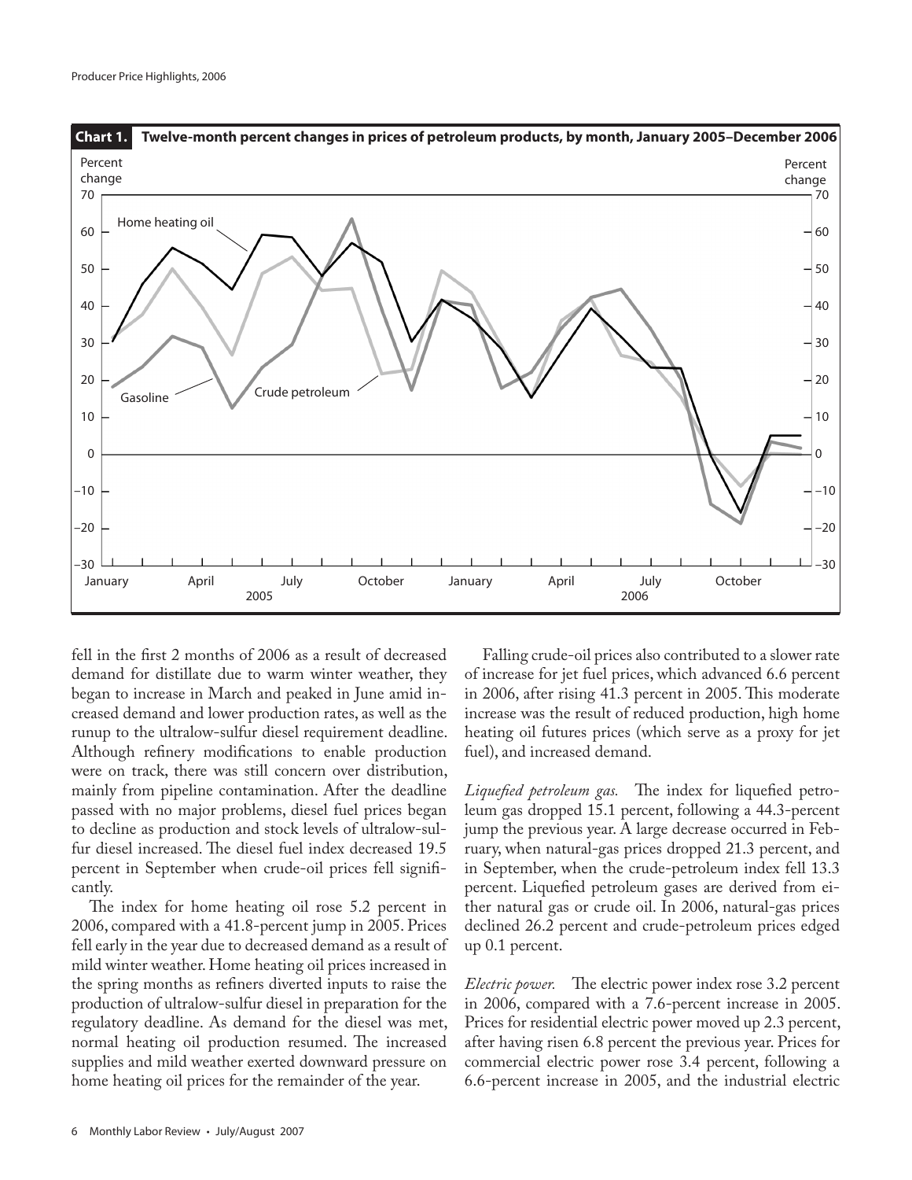**Chart 1. Twelve-month percent changes in prices of petroleum products, by month, January 2005–December 2006**

fell in the first 2 months of 2006 as a result of decreased demand for distillate due to warm winter weather, they began to increase in March and peaked in June amid increased demand and lower production rates, as well as the runup to the ultralow-sulfur diesel requirement deadline. Although refinery modifications to enable production were on track, there was still concern over distribution, mainly from pipeline contamination. After the deadline passed with no major problems, diesel fuel prices began to decline as production and stock levels of ultralow-sulfur diesel increased. The diesel fuel index decreased 19.5 percent in September when crude-oil prices fell significantly.

The index for home heating oil rose 5.2 percent in 2006, compared with a 41.8-percent jump in 2005. Prices fell early in the year due to decreased demand as a result of mild winter weather. Home heating oil prices increased in the spring months as refiners diverted inputs to raise the production of ultralow-sulfur diesel in preparation for the regulatory deadline. As demand for the diesel was met, normal heating oil production resumed. The increased supplies and mild weather exerted downward pressure on home heating oil prices for the remainder of the year.

Falling crude-oil prices also contributed to a slower rate of increase for jet fuel prices, which advanced 6.6 percent in 2006, after rising 41.3 percent in 2005. This moderate increase was the result of reduced production, high home heating oil futures prices (which serve as a proxy for jet fuel), and increased demand.

*Liquefied petroleum gas.* The index for liquefied petroleum gas dropped 15.1 percent, following a 44.3-percent jump the previous year. A large decrease occurred in February, when natural-gas prices dropped 21.3 percent, and in September, when the crude-petroleum index fell 13.3 percent. Liquefied petroleum gases are derived from either natural gas or crude oil. In 2006, natural-gas prices declined 26.2 percent and crude-petroleum prices edged up 0.1 percent.

*Electric power.* The electric power index rose 3.2 percent in 2006, compared with a 7.6-percent increase in 2005. Prices for residential electric power moved up 2.3 percent, after having risen 6.8 percent the previous year. Prices for commercial electric power rose 3.4 percent, following a 6.6-percent increase in 2005, and the industrial electric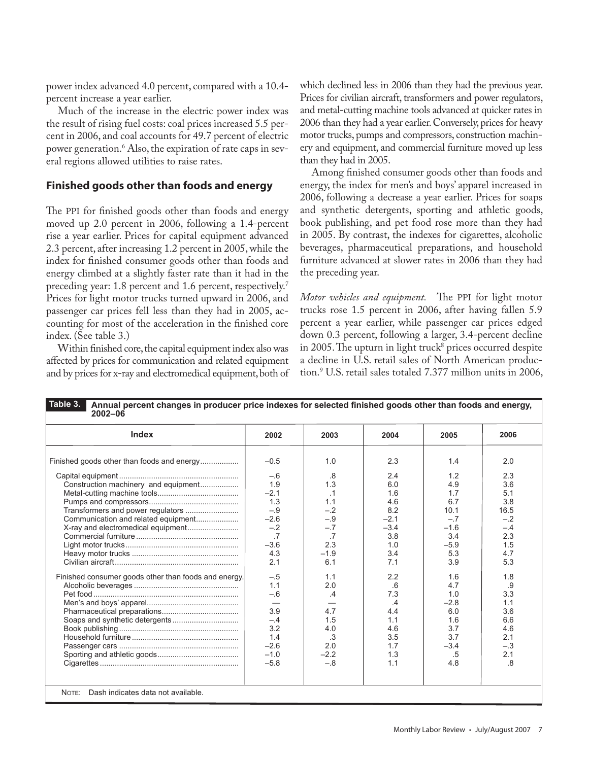power index advanced 4.0 percent, compared with a 10.4-percent increase a year earlier.

Much of the increase in the electric power index was the result of rising fuel costs: coal prices increased 5.5 percent in 2006, and coal accounts for 49.7 percent of electric power generation.[6] Also, the expiration of rate caps in several regions allowed utilities to raise rates.

## Finished goods other than foods and energy

The PPI for finished goods other than foods and energy moved up 2.0 percent in 2006, following a 1.4-percent rise a year earlier. Prices for capital equipment advanced 2.3 percent, after increasing 1.2 percent in 2005, while the index for finished consumer goods other than foods and energy climbed at a slightly faster rate than it had in the preceding year: 1.8 percent and 1.6 percent, respectively.[7] Prices for light motor trucks turned upward in 2006, and passenger car prices fell less than they had in 2005, accounting for most of the acceleration in the finished core index. (See table 3.)

Within finished core, the capital equipment index also was affected by prices for communication and related equipment and by prices for x-ray and electromedical equipment, both of which declined less in 2006 than they had the previous year. Prices for civilian aircraft, transformers and power regulators, and metal-cutting machine tools advanced at quicker rates in 2006 than they had a year earlier. Conversely, prices for heavy motor trucks, pumps and compressors, construction machinery and equipment, and commercial furniture moved up less than they had in 2005.

Among finished consumer goods other than foods and energy, the index for men's and boys' apparel increased in 2006, following a decrease a year earlier. Prices for soaps and synthetic detergents, sporting and athletic goods, book publishing, and pet food rose more than they had in 2005. By contrast, the indexes for cigarettes, alcoholic beverages, pharmaceutical preparations, and household furniture advanced at slower rates in 2006 than they had the preceding year.

*Motor vehicles and equipment.* The PPI for light motor trucks rose 1.5 percent in 2006, after having fallen 5.9 percent a year earlier, while passenger car prices edged down 0.3 percent, following a larger, 3.4-percent decline in 2005. The upturn in light truck[8] prices occurred despite a decline in U.S. retail sales of North American production.[9] U.S. retail sales totaled 7.377 million units in 2006,

**Table 3. Annual percent changes in producer price indexes for selected finished goods other than foods and energy, 2002–06**

| Index | 2002 | 2003 | 2004 | 2005 | 2006 |
|---|---|---|---|---|---|
| Finished goods other than foods and energy | –0.5 | 1.0 | 2.3 | 1.4 | 2.0 |
| Capital equipment | –.6 | .8 | 2.4 | 1.2 | 2.3 |
| Construction machinery and equipment | 1.9 | 1.3 | 6.0 | 4.9 | 3.6 |
| Metal-cutting machine tools | –2.1 | .1 | 1.6 | 1.7 | 5.1 |
| Pumps and compressors | 1.3 | 1.1 | 4.6 | 6.7 | 3.8 |
| Transformers and power regulators | –.9 | –.2 | 8.2 | 10.1 | 16.5 |
| Communication and related equipment | –2.6 | –.9 | –2.1 | –.7 | –.2 |
| X-ray and electromedical equipment | –.2 | –.7 | –3.4 | –1.6 | –.4 |
| Commercial furniture | .7 | .7 | 3.8 | 3.4 | 2.3 |
| Light motor trucks | –3.6 | 2.3 | 1.0 | –5.9 | 1.5 |
| Heavy motor trucks | 4.3 | –1.9 | 3.4 | 5.3 | 4.7 |
| Civilian aircraft | 2.1 | 6.1 | 7.1 | 3.9 | 5.3 |
| Finished consumer goods other than foods and energy | –.5 | 1.1 | 2.2 | 1.6 | 1.8 |
| Alcoholic beverages | 1.1 | 2.0 | .6 | 4.7 | .9 |
| Pet food | –.6 | .4 | 7.3 | 1.0 | 3.3 |
| Men's and boys' apparel | — | — | .4 | –2.8 | 1.1 |
| Pharmaceutical preparations | 3.9 | 4.7 | 4.4 | 6.0 | 3.6 |
| Soaps and synthetic detergents | –.4 | 1.5 | 1.1 | 1.6 | 6.6 |
| Book publishing | 3.2 | 4.0 | 4.6 | 3.7 | 4.6 |
| Household furniture | 1.4 | .3 | 3.5 | 3.7 | 2.1 |
| Passenger cars | –2.6 | 2.0 | 1.7 | –3.4 | –.3 |
| Sporting and athletic goods | –1.0 | –2.2 | 1.3 | .5 | 2.1 |
| Cigarettes | –5.8 | –.8 | 1.1 | 4.8 | .8 |

NOTE: Dash indicates data not available.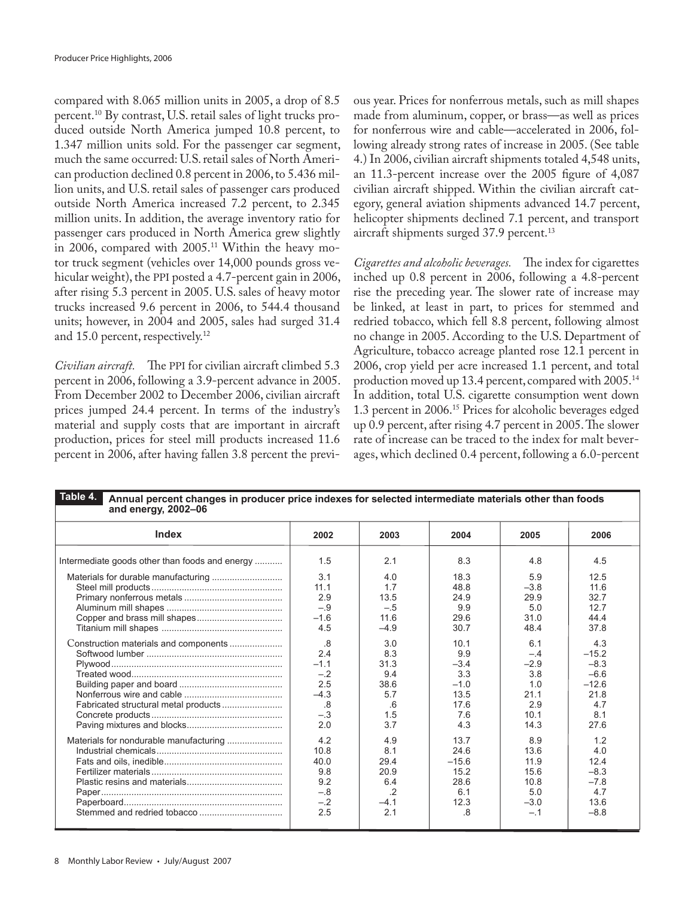compared with 8.065 million units in 2005, a drop of 8.5 percent.[10] By contrast, U.S. retail sales of light trucks produced outside North America jumped 10.8 percent, to 1.347 million units sold. For the passenger car segment, much the same occurred: U.S. retail sales of North American production declined 0.8 percent in 2006, to 5.436 million units, and U.S. retail sales of passenger cars produced outside North America increased 7.2 percent, to 2.345 million units. In addition, the average inventory ratio for passenger cars produced in North America grew slightly in 2006, compared with 2005.[11] Within the heavy motor truck segment (vehicles over 14,000 pounds gross vehicular weight), the PPI posted a 4.7-percent gain in 2006, after rising 5.3 percent in 2005. U.S. sales of heavy motor trucks increased 9.6 percent in 2006, to 544.4 thousand units; however, in 2004 and 2005, sales had surged 31.4 and 15.0 percent, respectively.[12]

*Civilian aircraft.* The PPI for civilian aircraft climbed 5.3 percent in 2006, following a 3.9-percent advance in 2005. From December 2002 to December 2006, civilian aircraft prices jumped 24.4 percent. In terms of the industry's material and supply costs that are important in aircraft production, prices for steel mill products increased 11.6 percent in 2006, after having fallen 3.8 percent the previous year. Prices for nonferrous metals, such as mill shapes made from aluminum, copper, or brass—as well as prices for nonferrous wire and cable—accelerated in 2006, following already strong rates of increase in 2005. (See table 4.) In 2006, civilian aircraft shipments totaled 4,548 units, an 11.3-percent increase over the 2005 figure of 4,087 civilian aircraft shipped. Within the civilian aircraft category, general aviation shipments advanced 14.7 percent, helicopter shipments declined 7.1 percent, and transport aircraft shipments surged 37.9 percent.[13]

*Cigarettes and alcoholic beverages.* The index for cigarettes inched up 0.8 percent in 2006, following a 4.8-percent rise the preceding year. The slower rate of increase may be linked, at least in part, to prices for stemmed and redried tobacco, which fell 8.8 percent, following almost no change in 2005. According to the U.S. Department of Agriculture, tobacco acreage planted rose 12.1 percent in 2006, crop yield per acre increased 1.1 percent, and total production moved up 13.4 percent, compared with 2005.[14] In addition, total U.S. cigarette consumption went down 1.3 percent in 2006.[15] Prices for alcoholic beverages edged up 0.9 percent, after rising 4.7 percent in 2005. The slower rate of increase can be traced to the index for malt beverages, which declined 0.4 percent, following a 6.0-percent

**Table 4. Annual percent changes in producer price indexes for selected intermediate materials other than foods and energy, 2002–06**

| Index | 2002 | 2003 | 2004 | 2005 | 2006 |
|---|---|---|---|---|---|
| Intermediate goods other than foods and energy | 1.5 | 2.1 | 8.3 | 4.8 | 4.5 |
| Materials for durable manufacturing | 3.1 | 4.0 | 18.3 | 5.9 | 12.5 |
| Steel mill products | 11.1 | 1.7 | 48.8 | –3.8 | 11.6 |
| Primary nonferrous metals | 2.9 | 13.5 | 24.9 | 29.9 | 32.7 |
| Aluminum mill shapes | –.9 | –.5 | 9.9 | 5.0 | 12.7 |
| Copper and brass mill shapes | –1.6 | 11.6 | 29.6 | 31.0 | 44.4 |
| Titanium mill shapes | 4.5 | –4.9 | 30.7 | 48.4 | 37.8 |
| Construction materials and components | .8 | 3.0 | 10.1 | 6.1 | 4.3 |
| Softwood lumber | 2.4 | 8.3 | 9.9 | –.4 | –15.2 |
| Plywood | –1.1 | 31.3 | –3.4 | –2.9 | –8.3 |
| Treated wood | –.2 | 9.4 | 3.3 | 3.8 | –6.6 |
| Building paper and board | 2.5 | 38.6 | –1.0 | 1.0 | –12.6 |
| Nonferrous wire and cable | –4.3 | 5.7 | 13.5 | 21.1 | 21.8 |
| Fabricated structural metal products | .8 | .6 | 17.6 | 2.9 | 4.7 |
| Concrete products | –.3 | 1.5 | 7.6 | 10.1 | 8.1 |
| Paving mixtures and blocks | 2.0 | 3.7 | 4.3 | 14.3 | 27.6 |
| Materials for nondurable manufacturing | 4.2 | 4.9 | 13.7 | 8.9 | 1.2 |
| Industrial chemicals | 10.8 | 8.1 | 24.6 | 13.6 | 4.0 |
| Fats and oils, inedible | 40.0 | 29.4 | –15.6 | 11.9 | 12.4 |
| Fertilizer materials | 9.8 | 20.9 | 15.2 | 15.6 | –8.3 |
| Plastic resins and materials | 9.2 | 6.4 | 28.6 | 10.8 | –7.8 |
| Paper | –.8 | .2 | 6.1 | 5.0 | 4.7 |
| Paperboard | –.2 | –4.1 | 12.3 | –3.0 | 13.6 |
| Stemmed and redried tobacco | 2.5 | 2.1 | .8 | –.1 | –8.8 |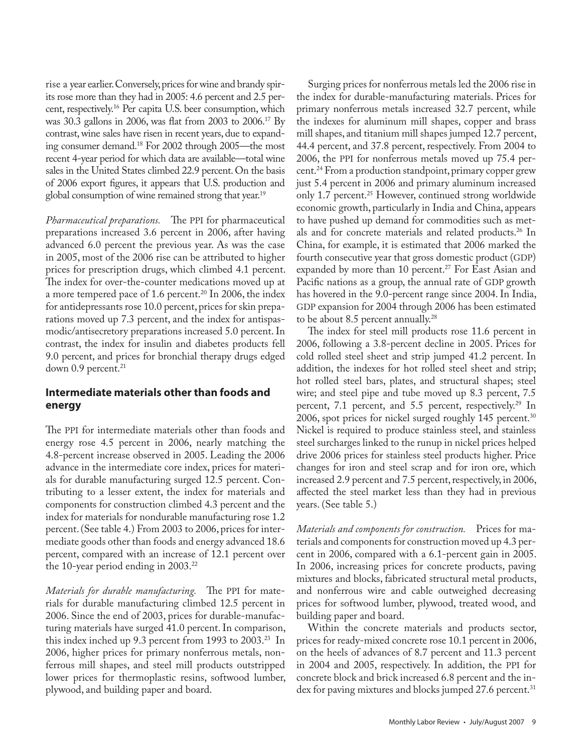rise a year earlier. Conversely, prices for wine and brandy spirits rose more than they had in 2005: 4.6 percent and 2.5 percent, respectively.[16] Per capita U.S. beer consumption, which was 30.3 gallons in 2006, was flat from 2003 to 2006.[17] By contrast, wine sales have risen in recent years, due to expanding consumer demand.[18] For 2002 through 2005—the most recent 4-year period for which data are available—total wine sales in the United States climbed 22.9 percent. On the basis of 2006 export figures, it appears that U.S. production and global consumption of wine remained strong that year.[19]

*Pharmaceutical preparations.* The PPI for pharmaceutical preparations increased 3.6 percent in 2006, after having advanced 6.0 percent the previous year. As was the case in 2005, most of the 2006 rise can be attributed to higher prices for prescription drugs, which climbed 4.1 percent. The index for over-the-counter medications moved up at a more tempered pace of 1.6 percent.[20] In 2006, the index for antidepressants rose 10.0 percent, prices for skin preparations moved up 7.3 percent, and the index for antispasmodic/antisecretory preparations increased 5.0 percent. In contrast, the index for insulin and diabetes products fell 9.0 percent, and prices for bronchial therapy drugs edged down 0.9 percent.[21]

## Intermediate materials other than foods and energy

The PPI for intermediate materials other than foods and energy rose 4.5 percent in 2006, nearly matching the 4.8-percent increase observed in 2005. Leading the 2006 advance in the intermediate core index, prices for materials for durable manufacturing surged 12.5 percent. Contributing to a lesser extent, the index for materials and components for construction climbed 4.3 percent and the index for materials for nondurable manufacturing rose 1.2 percent. (See table 4.) From 2003 to 2006, prices for intermediate goods other than foods and energy advanced 18.6 percent, compared with an increase of 12.1 percent over the 10-year period ending in 2003.[22]

*Materials for durable manufacturing.* The PPI for materials for durable manufacturing climbed 12.5 percent in 2006. Since the end of 2003, prices for durable-manufacturing materials have surged 41.0 percent. In comparison, this index inched up 9.3 percent from 1993 to 2003.[23] In 2006, higher prices for primary nonferrous metals, nonferrous mill shapes, and steel mill products outstripped lower prices for thermoplastic resins, softwood lumber, plywood, and building paper and board.

Surging prices for nonferrous metals led the 2006 rise in the index for durable-manufacturing materials. Prices for primary nonferrous metals increased 32.7 percent, while the indexes for aluminum mill shapes, copper and brass mill shapes, and titanium mill shapes jumped 12.7 percent, 44.4 percent, and 37.8 percent, respectively. From 2004 to 2006, the PPI for nonferrous metals moved up 75.4 percent.[24] From a production standpoint, primary copper grew just 5.4 percent in 2006 and primary aluminum increased only 1.7 percent.[25] However, continued strong worldwide economic growth, particularly in India and China, appears to have pushed up demand for commodities such as metals and for concrete materials and related products.[26] In China, for example, it is estimated that 2006 marked the fourth consecutive year that gross domestic product (GDP) expanded by more than 10 percent.[27] For East Asian and Pacific nations as a group, the annual rate of GDP growth has hovered in the 9.0-percent range since 2004. In India, GDP expansion for 2004 through 2006 has been estimated to be about 8.5 percent annually.[28]

The index for steel mill products rose 11.6 percent in 2006, following a 3.8-percent decline in 2005. Prices for cold rolled steel sheet and strip jumped 41.2 percent. In addition, the indexes for hot rolled steel sheet and strip; hot rolled steel bars, plates, and structural shapes; steel wire; and steel pipe and tube moved up 8.3 percent, 7.5 percent, 7.1 percent, and 5.5 percent, respectively.[29] In 2006, spot prices for nickel surged roughly 145 percent.[30] Nickel is required to produce stainless steel, and stainless steel surcharges linked to the runup in nickel prices helped drive 2006 prices for stainless steel products higher. Price changes for iron and steel scrap and for iron ore, which increased 2.9 percent and 7.5 percent, respectively, in 2006, affected the steel market less than they had in previous years. (See table 5.)

*Materials and components for construction.* Prices for materials and components for construction moved up 4.3 percent in 2006, compared with a 6.1-percent gain in 2005. In 2006, increasing prices for concrete products, paving mixtures and blocks, fabricated structural metal products, and nonferrous wire and cable outweighed decreasing prices for softwood lumber, plywood, treated wood, and building paper and board.

Within the concrete materials and products sector, prices for ready-mixed concrete rose 10.1 percent in 2006, on the heels of advances of 8.7 percent and 11.3 percent in 2004 and 2005, respectively. In addition, the PPI for concrete block and brick increased 6.8 percent and the index for paving mixtures and blocks jumped 27.6 percent.[31]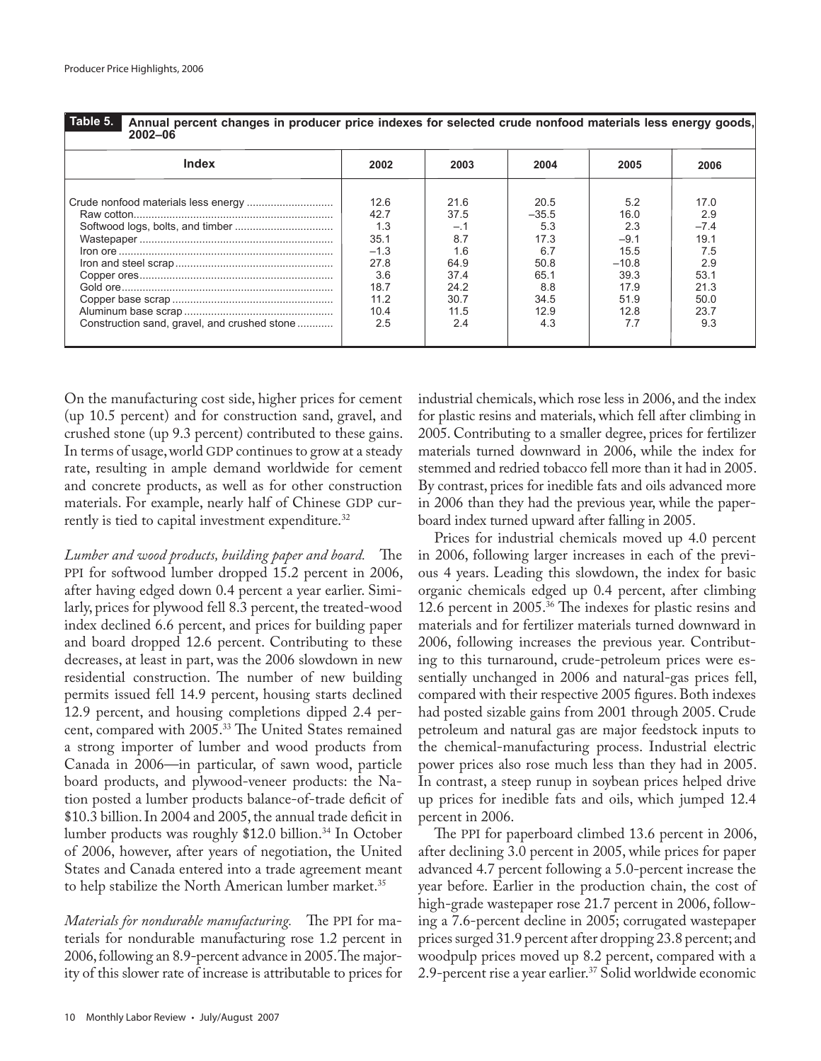**Table 5. Annual percent changes in producer price indexes for selected crude nonfood materials less energy goods, 2002–06**

| Index | 2002 | 2003 | 2004 | 2005 | 2006 |
|---|---|---|---|---|---|
| Crude nonfood materials less energy | 12.6 | 21.6 | 20.5 | 5.2 | 17.0 |
| Raw cotton | 42.7 | 37.5 | –35.5 | 16.0 | 2.9 |
| Softwood logs, bolts, and timber | 1.3 | –.1 | 5.3 | 2.3 | –7.4 |
| Wastepaper | 35.1 | 8.7 | 17.3 | –9.1 | 19.1 |
| Iron ore | –1.3 | 1.6 | 6.7 | 15.5 | 7.5 |
| Iron and steel scrap | 27.8 | 64.9 | 50.8 | –10.8 | 2.9 |
| Copper ores | 3.6 | 37.4 | 65.1 | 39.3 | 53.1 |
| Gold ore | 18.7 | 24.2 | 8.8 | 17.9 | 21.3 |
| Copper base scrap | 11.2 | 30.7 | 34.5 | 51.9 | 50.0 |
| Aluminum base scrap | 10.4 | 11.5 | 12.9 | 12.8 | 23.7 |
| Construction sand, gravel, and crushed stone | 2.5 | 2.4 | 4.3 | 7.7 | 9.3 |

On the manufacturing cost side, higher prices for cement (up 10.5 percent) and for construction sand, gravel, and crushed stone (up 9.3 percent) contributed to these gains. In terms of usage, world GDP continues to grow at a steady rate, resulting in ample demand worldwide for cement and concrete products, as well as for other construction materials. For example, nearly half of Chinese GDP currently is tied to capital investment expenditure.[32]

*Lumber and wood products, building paper and board.* The PPI for softwood lumber dropped 15.2 percent in 2006, after having edged down 0.4 percent a year earlier. Similarly, prices for plywood fell 8.3 percent, the treated-wood index declined 6.6 percent, and prices for building paper and board dropped 12.6 percent. Contributing to these decreases, at least in part, was the 2006 slowdown in new residential construction. The number of new building permits issued fell 14.9 percent, housing starts declined 12.9 percent, and housing completions dipped 2.4 percent, compared with 2005.[33] The United States remained a strong importer of lumber and wood products from Canada in 2006—in particular, of sawn wood, particle board products, and plywood-veneer products: the Nation posted a lumber products balance-of-trade deficit of \$10.3 billion. In 2004 and 2005, the annual trade deficit in lumber products was roughly \$12.0 billion.[34] In October of 2006, however, after years of negotiation, the United States and Canada entered into a trade agreement meant to help stabilize the North American lumber market.[35]

*Materials for nondurable manufacturing.* The PPI for materials for nondurable manufacturing rose 1.2 percent in 2006, following an 8.9-percent advance in 2005. The majority of this slower rate of increase is attributable to prices for industrial chemicals, which rose less in 2006, and the index for plastic resins and materials, which fell after climbing in 2005. Contributing to a smaller degree, prices for fertilizer materials turned downward in 2006, while the index for stemmed and redried tobacco fell more than it had in 2005. By contrast, prices for inedible fats and oils advanced more in 2006 than they had the previous year, while the paperboard index turned upward after falling in 2005.

Prices for industrial chemicals moved up 4.0 percent in 2006, following larger increases in each of the previous 4 years. Leading this slowdown, the index for basic organic chemicals edged up 0.4 percent, after climbing 12.6 percent in 2005.[36] The indexes for plastic resins and materials and for fertilizer materials turned downward in 2006, following increases the previous year. Contributing to this turnaround, crude-petroleum prices were essentially unchanged in 2006 and natural-gas prices fell, compared with their respective 2005 figures. Both indexes had posted sizable gains from 2001 through 2005. Crude petroleum and natural gas are major feedstock inputs to the chemical-manufacturing process. Industrial electric power prices also rose much less than they had in 2005. In contrast, a steep runup in soybean prices helped drive up prices for inedible fats and oils, which jumped 12.4 percent in 2006.

The PPI for paperboard climbed 13.6 percent in 2006, after declining 3.0 percent in 2005, while prices for paper advanced 4.7 percent following a 5.0-percent increase the year before. Earlier in the production chain, the cost of high-grade wastepaper rose 21.7 percent in 2006, following a 7.6-percent decline in 2005; corrugated wastepaper prices surged 31.9 percent after dropping 23.8 percent; and woodpulp prices moved up 8.2 percent, compared with a 2.9-percent rise a year earlier.[37] Solid worldwide economic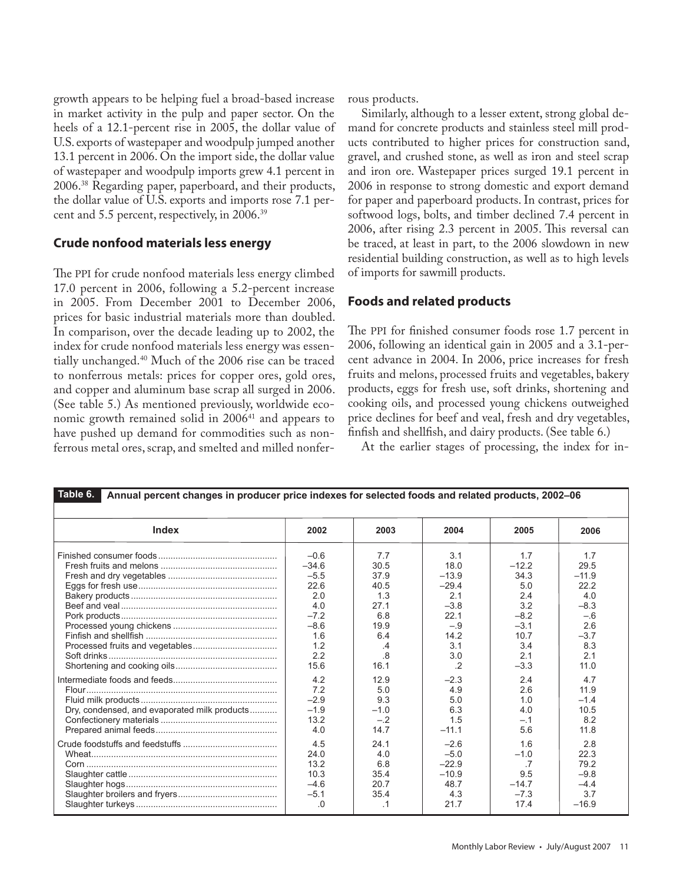growth appears to be helping fuel a broad-based increase in market activity in the pulp and paper sector. On the heels of a 12.1-percent rise in 2005, the dollar value of U.S. exports of wastepaper and woodpulp jumped another 13.1 percent in 2006. On the import side, the dollar value of wastepaper and woodpulp imports grew 4.1 percent in 2006.[38] Regarding paper, paperboard, and their products, the dollar value of U.S. exports and imports rose 7.1 percent and 5.5 percent, respectively, in 2006.[39]

## Crude nonfood materials less energy

The PPI for crude nonfood materials less energy climbed 17.0 percent in 2006, following a 5.2-percent increase in 2005. From December 2001 to December 2006, prices for basic industrial materials more than doubled. In comparison, over the decade leading up to 2002, the index for crude nonfood materials less energy was essentially unchanged.[40] Much of the 2006 rise can be traced to nonferrous metals: prices for copper ores, gold ores, and copper and aluminum base scrap all surged in 2006. (See table 5.) As mentioned previously, worldwide economic growth remained solid in 2006[41] and appears to have pushed up demand for commodities such as nonferrous metal ores, scrap, and smelted and milled nonferrous products.

Similarly, although to a lesser extent, strong global demand for concrete products and stainless steel mill products contributed to higher prices for construction sand, gravel, and crushed stone, as well as iron and steel scrap and iron ore. Wastepaper prices surged 19.1 percent in 2006 in response to strong domestic and export demand for paper and paperboard products. In contrast, prices for softwood logs, bolts, and timber declined 7.4 percent in 2006, after rising 2.3 percent in 2005. This reversal can be traced, at least in part, to the 2006 slowdown in new residential building construction, as well as to high levels of imports for sawmill products.

## Foods and related products

The PPI for finished consumer foods rose 1.7 percent in 2006, following an identical gain in 2005 and a 3.1-percent advance in 2004. In 2006, price increases for fresh fruits and melons, processed fruits and vegetables, bakery products, eggs for fresh use, soft drinks, shortening and cooking oils, and processed young chickens outweighed price declines for beef and veal, fresh and dry vegetables, finfish and shellfish, and dairy products. (See table 6.)

At the earlier stages of processing, the index for in-

**Table 6. Annual percent changes in producer price indexes for selected foods and related products, 2002–06**

| Index | 2002 | 2003 | 2004 | 2005 | 2006 |
|---|---|---|---|---|---|
| Finished consumer foods | –0.6 | 7.7 | 3.1 | 1.7 | 1.7 |
| Fresh fruits and melons | –34.6 | 30.5 | 18.0 | –12.2 | 29.5 |
| Fresh and dry vegetables | –5.5 | 37.9 | –13.9 | 34.3 | –11.9 |
| Eggs for fresh use | 22.6 | 40.5 | –29.4 | 5.0 | 22.2 |
| Bakery products | 2.0 | 1.3 | 2.1 | 2.4 | 4.0 |
| Beef and veal | 4.0 | 27.1 | –3.8 | 3.2 | –8.3 |
| Pork products | –7.2 | 6.8 | 22.1 | –8.2 | –.6 |
| Processed young chickens | –8.6 | 19.9 | –.9 | –3.1 | 2.6 |
| Finfish and shellfish | 1.6 | 6.4 | 14.2 | 10.7 | –3.7 |
| Processed fruits and vegetables | 1.2 | .4 | 3.1 | 3.4 | 8.3 |
| Soft drinks | 2.2 | .8 | 3.0 | 2.1 | 2.1 |
| Shortening and cooking oils | 15.6 | 16.1 | .2 | –3.3 | 11.0 |
| Intermediate foods and feeds | 4.2 | 12.9 | –2.3 | 2.4 | 4.7 |
| Flour | 7.2 | 5.0 | 4.9 | 2.6 | 11.9 |
| Fluid milk products | –2.9 | 9.3 | 5.0 | 1.0 | –1.4 |
| Dry, condensed, and evaporated milk products | –1.9 | –1.0 | 6.3 | 4.0 | 10.5 |
| Confectionery materials | 13.2 | –.2 | 1.5 | –.1 | 8.2 |
| Prepared animal feeds | 4.0 | 14.7 | –11.1 | 5.6 | 11.8 |
| Crude foodstuffs and feedstuffs | 4.5 | 24.1 | –2.6 | 1.6 | 2.8 |
| Wheat | 24.0 | 4.0 | –5.0 | –1.0 | 22.3 |
| Corn | 13.2 | 6.8 | –22.9 | .7 | 79.2 |
| Slaughter cattle | 10.3 | 35.4 | –10.9 | 9.5 | –9.8 |
| Slaughter hogs | –4.6 | 20.7 | 48.7 | –14.7 | –4.4 |
| Slaughter broilers and fryers | –5.1 | 35.4 | 4.3 | –7.3 | 3.7 |
| Slaughter turkeys | .0 | .1 | 21.7 | 17.4 | –16.9 |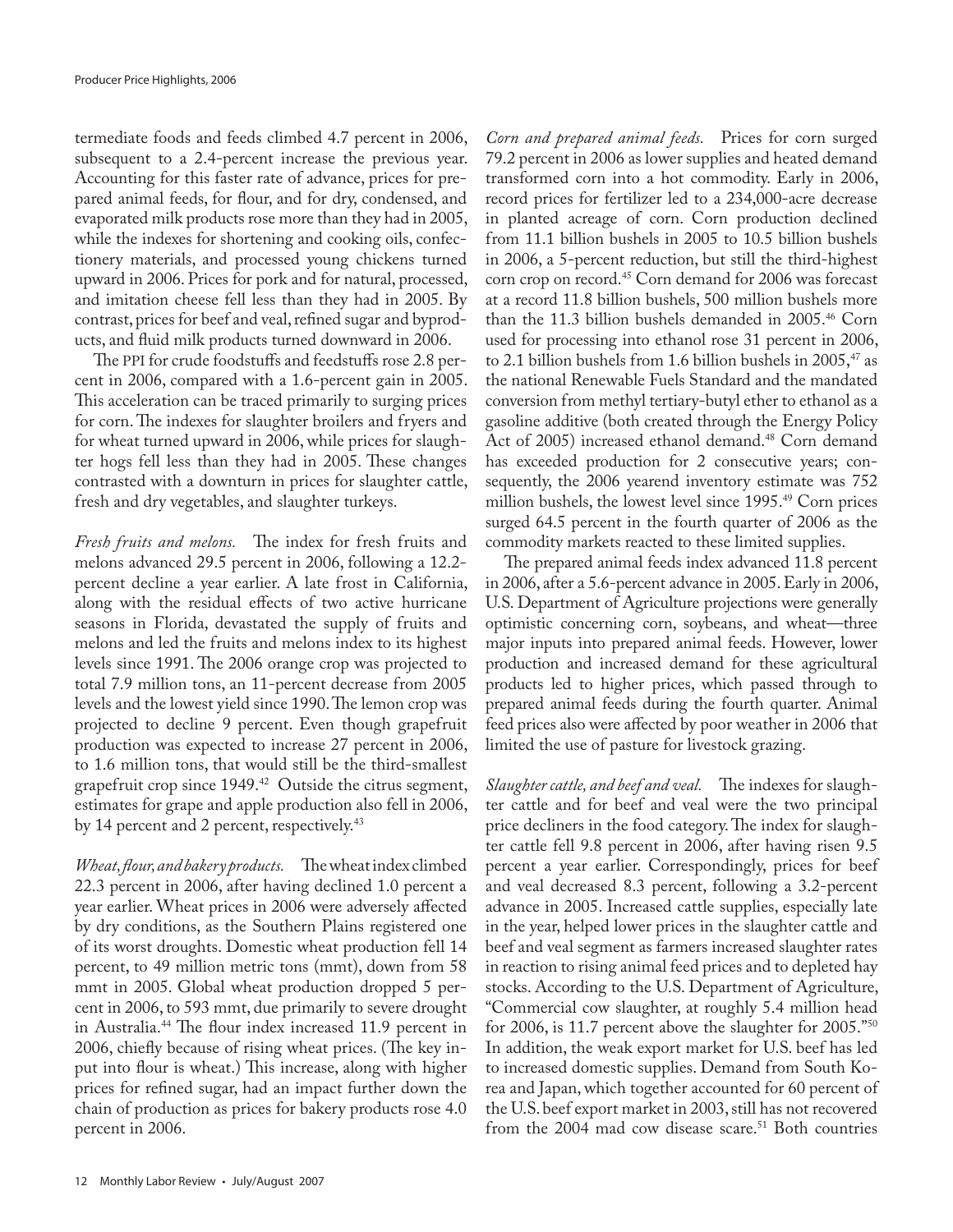termediate foods and feeds climbed 4.7 percent in 2006, subsequent to a 2.4-percent increase the previous year. Accounting for this faster rate of advance, prices for prepared animal feeds, for flour, and for dry, condensed, and evaporated milk products rose more than they had in 2005, while the indexes for shortening and cooking oils, confectionery materials, and processed young chickens turned upward in 2006. Prices for pork and for natural, processed, and imitation cheese fell less than they had in 2005. By contrast, prices for beef and veal, refined sugar and byproducts, and fluid milk products turned downward in 2006.

The PPI for crude foodstuffs and feedstuffs rose 2.8 percent in 2006, compared with a 1.6-percent gain in 2005. This acceleration can be traced primarily to surging prices for corn. The indexes for slaughter broilers and fryers and for wheat turned upward in 2006, while prices for slaughter hogs fell less than they had in 2005. These changes contrasted with a downturn in prices for slaughter cattle, fresh and dry vegetables, and slaughter turkeys.

*Fresh fruits and melons.* The index for fresh fruits and melons advanced 29.5 percent in 2006, following a 12.2-percent decline a year earlier. A late frost in California, along with the residual effects of two active hurricane seasons in Florida, devastated the supply of fruits and melons and led the fruits and melons index to its highest levels since 1991. The 2006 orange crop was projected to total 7.9 million tons, an 11-percent decrease from 2005 levels and the lowest yield since 1990. The lemon crop was projected to decline 9 percent. Even though grapefruit production was expected to increase 27 percent in 2006, to 1.6 million tons, that would still be the third-smallest grapefruit crop since 1949.[42] Outside the citrus segment, estimates for grape and apple production also fell in 2006, by 14 percent and 2 percent, respectively.[43]

*Wheat, flour, and bakery products.* The wheat index climbed 22.3 percent in 2006, after having declined 1.0 percent a year earlier. Wheat prices in 2006 were adversely affected by dry conditions, as the Southern Plains registered one of its worst droughts. Domestic wheat production fell 14 percent, to 49 million metric tons (mmt), down from 58 mmt in 2005. Global wheat production dropped 5 percent in 2006, to 593 mmt, due primarily to severe drought in Australia.[44] The flour index increased 11.9 percent in 2006, chiefly because of rising wheat prices. (The key input into flour is wheat.) This increase, along with higher prices for refined sugar, had an impact further down the chain of production as prices for bakery products rose 4.0 percent in 2006.

*Corn and prepared animal feeds.* Prices for corn surged 79.2 percent in 2006 as lower supplies and heated demand transformed corn into a hot commodity. Early in 2006, record prices for fertilizer led to a 234,000-acre decrease in planted acreage of corn. Corn production declined from 11.1 billion bushels in 2005 to 10.5 billion bushels in 2006, a 5-percent reduction, but still the third-highest corn crop on record.[45] Corn demand for 2006 was forecast at a record 11.8 billion bushels, 500 million bushels more than the 11.3 billion bushels demanded in 2005.[46] Corn used for processing into ethanol rose 31 percent in 2006, to 2.1 billion bushels from 1.6 billion bushels in 2005,[47] as the national Renewable Fuels Standard and the mandated conversion from methyl tertiary-butyl ether to ethanol as a gasoline additive (both created through the Energy Policy Act of 2005) increased ethanol demand.[48] Corn demand has exceeded production for 2 consecutive years; consequently, the 2006 yearend inventory estimate was 752 million bushels, the lowest level since 1995.[49] Corn prices surged 64.5 percent in the fourth quarter of 2006 as the commodity markets reacted to these limited supplies.

The prepared animal feeds index advanced 11.8 percent in 2006, after a 5.6-percent advance in 2005. Early in 2006, U.S. Department of Agriculture projections were generally optimistic concerning corn, soybeans, and wheat—three major inputs into prepared animal feeds. However, lower production and increased demand for these agricultural products led to higher prices, which passed through to prepared animal feeds during the fourth quarter. Animal feed prices also were affected by poor weather in 2006 that limited the use of pasture for livestock grazing.

*Slaughter cattle, and beef and veal.* The indexes for slaughter cattle and for beef and veal were the two principal price decliners in the food category. The index for slaughter cattle fell 9.8 percent in 2006, after having risen 9.5 percent a year earlier. Correspondingly, prices for beef and veal decreased 8.3 percent, following a 3.2-percent advance in 2005. Increased cattle supplies, especially late in the year, helped lower prices in the slaughter cattle and beef and veal segment as farmers increased slaughter rates in reaction to rising animal feed prices and to depleted hay stocks. According to the U.S. Department of Agriculture, "Commercial cow slaughter, at roughly 5.4 million head for 2006, is 11.7 percent above the slaughter for 2005."[50] In addition, the weak export market for U.S. beef has led to increased domestic supplies. Demand from South Korea and Japan, which together accounted for 60 percent of the U.S. beef export market in 2003, still has not recovered from the 2004 mad cow disease scare.[51] Both countries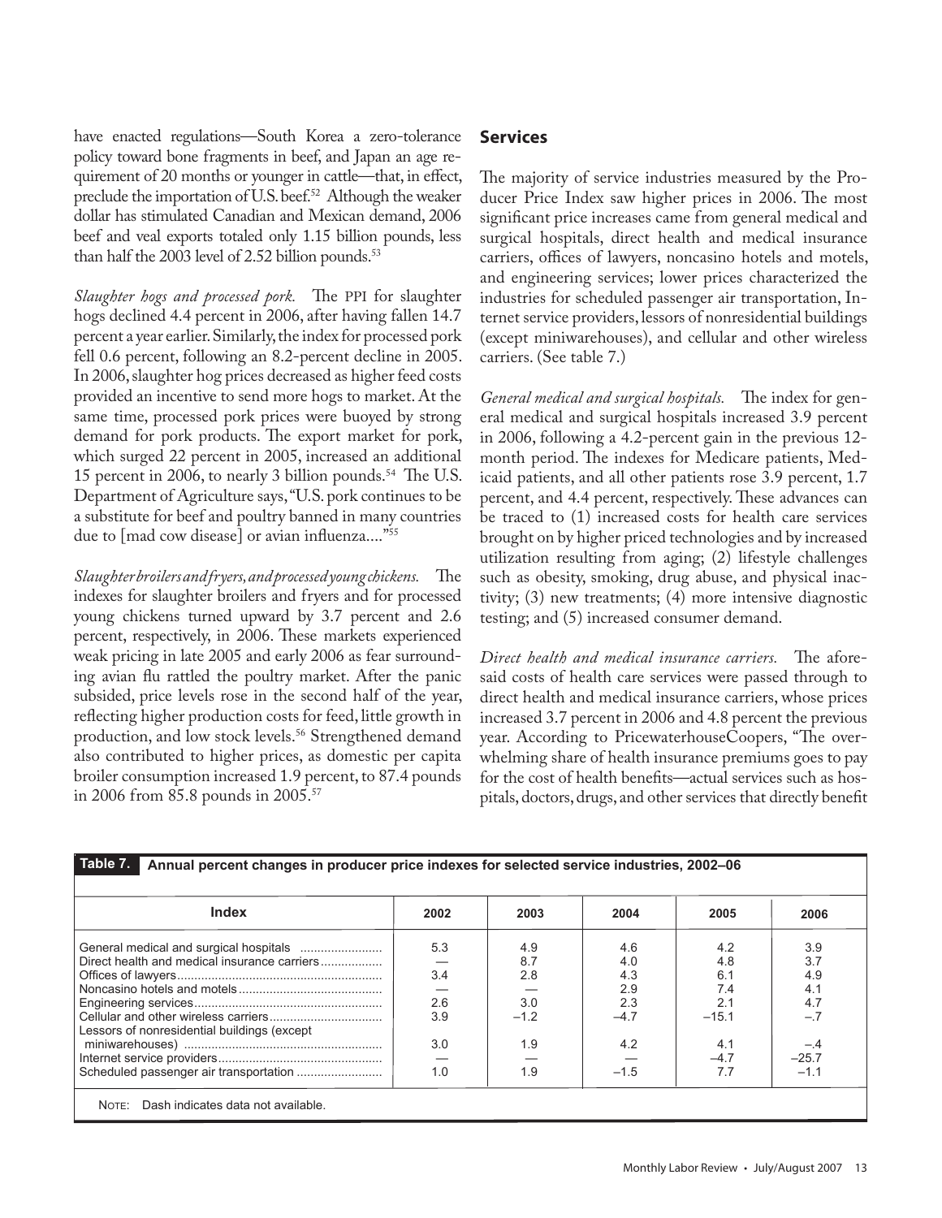have enacted regulations—South Korea a zero-tolerance policy toward bone fragments in beef, and Japan an age requirement of 20 months or younger in cattle—that, in effect, preclude the importation of U.S. beef.[52] Although the weaker dollar has stimulated Canadian and Mexican demand, 2006 beef and veal exports totaled only 1.15 billion pounds, less than half the 2003 level of 2.52 billion pounds.[53]

*Slaughter hogs and processed pork.* The PPI for slaughter hogs declined 4.4 percent in 2006, after having fallen 14.7 percent a year earlier. Similarly, the index for processed pork fell 0.6 percent, following an 8.2-percent decline in 2005. In 2006, slaughter hog prices decreased as higher feed costs provided an incentive to send more hogs to market. At the same time, processed pork prices were buoyed by strong demand for pork products. The export market for pork, which surged 22 percent in 2005, increased an additional 15 percent in 2006, to nearly 3 billion pounds.[54] The U.S. Department of Agriculture says, "U.S. pork continues to be a substitute for beef and poultry banned in many countries due to [mad cow disease] or avian influenza...."[55]

*Slaughter broilers and fryers, and processed young chickens.* The indexes for slaughter broilers and fryers and for processed young chickens turned upward by 3.7 percent and 2.6 percent, respectively, in 2006. These markets experienced weak pricing in late 2005 and early 2006 as fear surrounding avian flu rattled the poultry market. After the panic subsided, price levels rose in the second half of the year, reflecting higher production costs for feed, little growth in production, and low stock levels.[56] Strengthened demand also contributed to higher prices, as domestic per capita broiler consumption increased 1.9 percent, to 87.4 pounds in 2006 from 85.8 pounds in 2005.[57]

## Services

The majority of service industries measured by the Producer Price Index saw higher prices in 2006. The most significant price increases came from general medical and surgical hospitals, direct health and medical insurance carriers, offices of lawyers, noncasino hotels and motels, and engineering services; lower prices characterized the industries for scheduled passenger air transportation, Internet service providers, lessors of nonresidential buildings (except miniwarehouses), and cellular and other wireless carriers. (See table 7.)

*General medical and surgical hospitals.* The index for general medical and surgical hospitals increased 3.9 percent in 2006, following a 4.2-percent gain in the previous 12-month period. The indexes for Medicare patients, Medicaid patients, and all other patients rose 3.9 percent, 1.7 percent, and 4.4 percent, respectively. These advances can be traced to (1) increased costs for health care services brought on by higher priced technologies and by increased utilization resulting from aging; (2) lifestyle challenges such as obesity, smoking, drug abuse, and physical inactivity; (3) new treatments; (4) more intensive diagnostic testing; and (5) increased consumer demand.

*Direct health and medical insurance carriers.* The aforesaid costs of health care services were passed through to direct health and medical insurance carriers, whose prices increased 3.7 percent in 2006 and 4.8 percent the previous year. According to PricewaterhouseCoopers, "The overwhelming share of health insurance premiums goes to pay for the cost of health benefits—actual services such as hospitals, doctors, drugs, and other services that directly benefit

**Table 7. Annual percent changes in producer price indexes for selected service industries, 2002–06**

| Index | 2002 | 2003 | 2004 | 2005 | 2006 |
|---|---|---|---|---|---|
| General medical and surgical hospitals | 5.3 | 4.9 | 4.6 | 4.2 | 3.9 |
| Direct health and medical insurance carriers | — | 8.7 | 4.0 | 4.8 | 3.7 |
| Offices of lawyers | 3.4 | 2.8 | 4.3 | 6.1 | 4.9 |
| Noncasino hotels and motels | — | — | 2.9 | 7.4 | 4.1 |
| Engineering services | 2.6 | 3.0 | 2.3 | 2.1 | 4.7 |
| Cellular and other wireless carriers | 3.9 | –1.2 | –4.7 | –15.1 | –.7 |
| Lessors of nonresidential buildings (except miniwarehouses) | 3.0 | 1.9 | 4.2 | 4.1 | –.4 |
| Internet service providers | — | — | — | –4.7 | –25.7 |
| Scheduled passenger air transportation | 1.0 | 1.9 | –1.5 | 7.7 | –1.1 |

NOTE: Dash indicates data not available.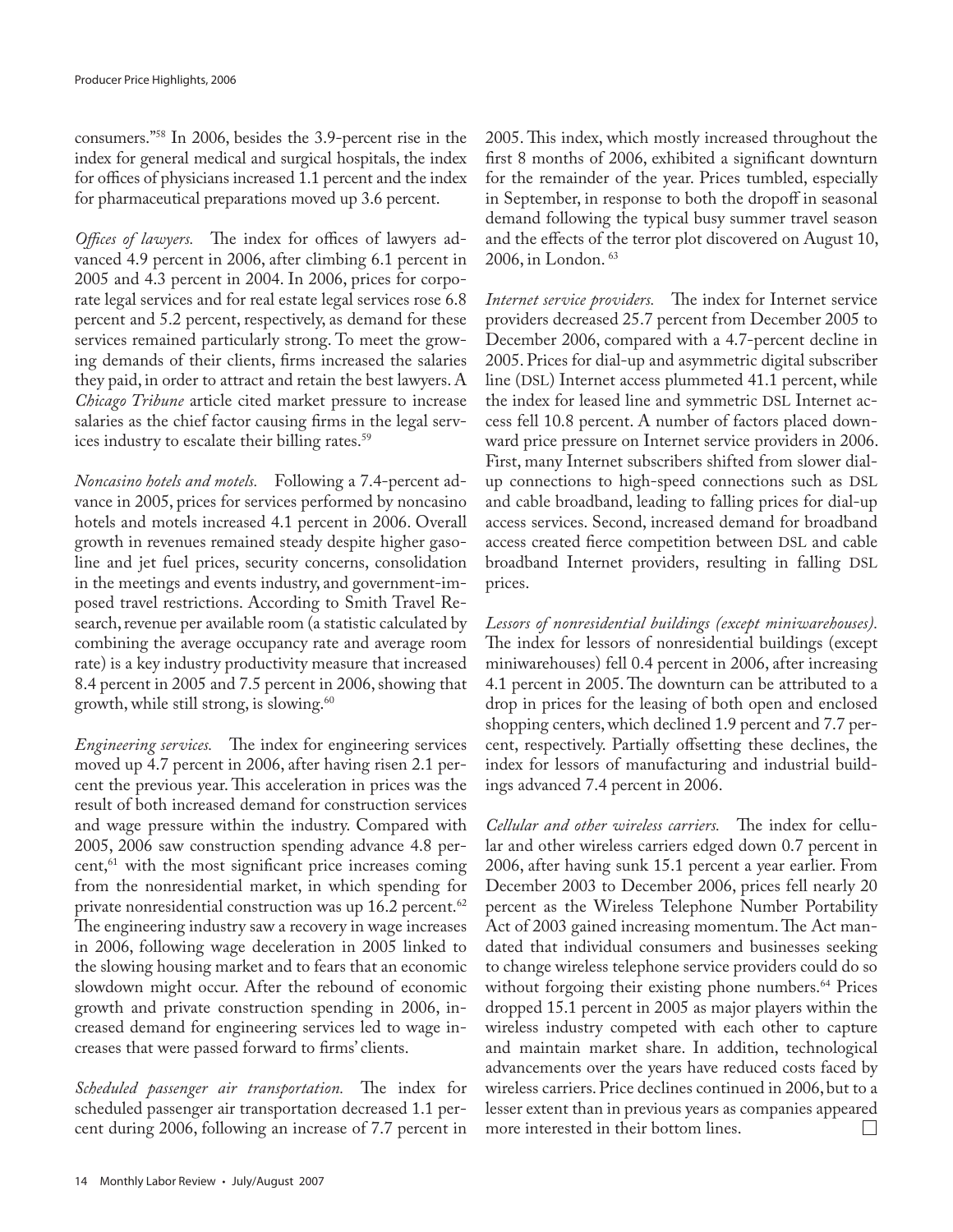consumers."[58] In 2006, besides the 3.9-percent rise in the index for general medical and surgical hospitals, the index for offices of physicians increased 1.1 percent and the index for pharmaceutical preparations moved up 3.6 percent.

*Offices of lawyers.* The index for offices of lawyers advanced 4.9 percent in 2006, after climbing 6.1 percent in 2005 and 4.3 percent in 2004. In 2006, prices for corporate legal services and for real estate legal services rose 6.8 percent and 5.2 percent, respectively, as demand for these services remained particularly strong. To meet the growing demands of their clients, firms increased the salaries they paid, in order to attract and retain the best lawyers. A *Chicago Tribune* article cited market pressure to increase salaries as the chief factor causing firms in the legal services industry to escalate their billing rates.[59]

*Noncasino hotels and motels.* Following a 7.4-percent advance in 2005, prices for services performed by noncasino hotels and motels increased 4.1 percent in 2006. Overall growth in revenues remained steady despite higher gasoline and jet fuel prices, security concerns, consolidation in the meetings and events industry, and government-imposed travel restrictions. According to Smith Travel Research, revenue per available room (a statistic calculated by combining the average occupancy rate and average room rate) is a key industry productivity measure that increased 8.4 percent in 2005 and 7.5 percent in 2006, showing that growth, while still strong, is slowing.[60]

*Engineering services.* The index for engineering services moved up 4.7 percent in 2006, after having risen 2.1 percent the previous year. This acceleration in prices was the result of both increased demand for construction services and wage pressure within the industry. Compared with 2005, 2006 saw construction spending advance 4.8 percent,[61] with the most significant price increases coming from the nonresidential market, in which spending for private nonresidential construction was up 16.2 percent.[62] The engineering industry saw a recovery in wage increases in 2006, following wage deceleration in 2005 linked to the slowing housing market and to fears that an economic slowdown might occur. After the rebound of economic growth and private construction spending in 2006, increased demand for engineering services led to wage increases that were passed forward to firms' clients.

*Scheduled passenger air transportation.* The index for scheduled passenger air transportation decreased 1.1 percent during 2006, following an increase of 7.7 percent in 2005. This index, which mostly increased throughout the first 8 months of 2006, exhibited a significant downturn for the remainder of the year. Prices tumbled, especially in September, in response to both the dropoff in seasonal demand following the typical busy summer travel season and the effects of the terror plot discovered on August 10, 2006, in London.[63]

*Internet service providers.* The index for Internet service providers decreased 25.7 percent from December 2005 to December 2006, compared with a 4.7-percent decline in 2005. Prices for dial-up and asymmetric digital subscriber line (DSL) Internet access plummeted 41.1 percent, while the index for leased line and symmetric DSL Internet access fell 10.8 percent. A number of factors placed downward price pressure on Internet service providers in 2006. First, many Internet subscribers shifted from slower dial-up connections to high-speed connections such as DSL and cable broadband, leading to falling prices for dial-up access services. Second, increased demand for broadband access created fierce competition between DSL and cable broadband Internet providers, resulting in falling DSL prices.

*Lessors of nonresidential buildings (except miniwarehouses).* The index for lessors of nonresidential buildings (except miniwarehouses) fell 0.4 percent in 2006, after increasing 4.1 percent in 2005. The downturn can be attributed to a drop in prices for the leasing of both open and enclosed shopping centers, which declined 1.9 percent and 7.7 percent, respectively. Partially offsetting these declines, the index for lessors of manufacturing and industrial buildings advanced 7.4 percent in 2006.

*Cellular and other wireless carriers.* The index for cellular and other wireless carriers edged down 0.7 percent in 2006, after having sunk 15.1 percent a year earlier. From December 2003 to December 2006, prices fell nearly 20 percent as the Wireless Telephone Number Portability Act of 2003 gained increasing momentum. The Act mandated that individual consumers and businesses seeking to change wireless telephone service providers could do so without forgoing their existing phone numbers.[64] Prices dropped 15.1 percent in 2005 as major players within the wireless industry competed with each other to capture and maintain market share. In addition, technological advancements over the years have reduced costs faced by wireless carriers. Price declines continued in 2006, but to a lesser extent than in previous years as companies appeared more interested in their bottom lines.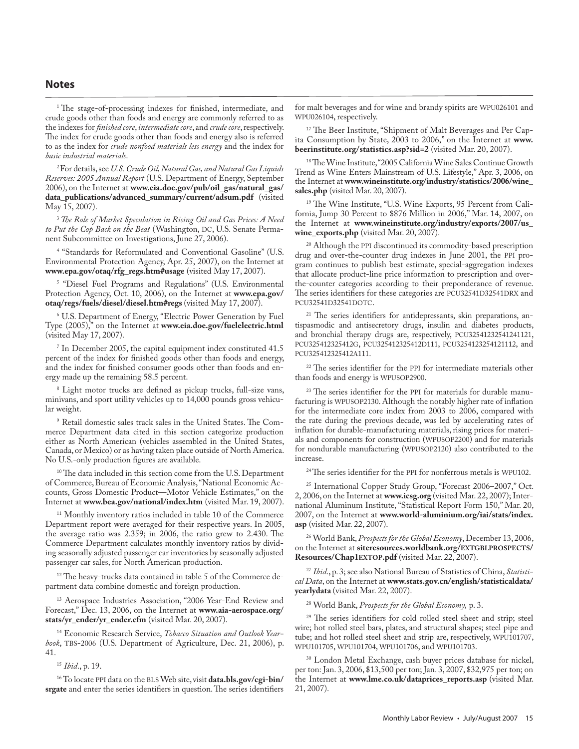## Notes

[1] The stage-of-processing indexes for finished, intermediate, and crude goods other than foods and energy are commonly referred to as the indexes for *finished core*, *intermediate core*, and *crude core*, respectively. The index for crude goods other than foods and energy also is referred to as the index for *crude nonfood materials less energy* and the index for *basic industrial materials*.

[2] For details, see *U.S. Crude Oil, Natural Gas, and Natural Gas Liquids Reserves: 2005 Annual Report* (U.S. Department of Energy, September 2006), on the Internet at **www.eia.doe.gov/pub/oil_gas/natural_gas/data_publications/advanced_summary/current/adsum.pdf** (visited May 15, 2007).

[3] *The Role of Market Speculation in Rising Oil and Gas Prices: A Need to Put the Cop Back on the Beat* (Washington, DC, U.S. Senate Permanent Subcommittee on Investigations, June 27, 2006).

[4] "Standards for Reformulated and Conventional Gasoline" (U.S. Environmental Protection Agency, Apr. 25, 2007), on the Internet at **www.epa.gov/otaq/rfg_regs.htm#usage** (visited May 17, 2007).

[5] "Diesel Fuel Programs and Regulations" (U.S. Environmental Protection Agency, Oct. 10, 2006), on the Internet at **www.epa.gov/otaq/regs/fuels/diesel/diesel.htm#regs** (visited May 17, 2007).

[6] U.S. Department of Energy, "Electric Power Generation by Fuel Type (2005)," on the Internet at **www.eia.doe.gov/fuelelectric.html** (visited May 17, 2007).

[7] In December 2005, the capital equipment index constituted 41.5 percent of the index for finished goods other than foods and energy, and the index for finished consumer goods other than foods and energy made up the remaining 58.5 percent.

[8] Light motor trucks are defined as pickup trucks, full-size vans, minivans, and sport utility vehicles up to 14,000 pounds gross vehicular weight.

[9] Retail domestic sales track sales in the United States. The Commerce Department data cited in this section categorize production either as North American (vehicles assembled in the United States, Canada, or Mexico) or as having taken place outside of North America. No U.S.-only production figures are available.

[10] The data included in this section come from the U.S. Department of Commerce, Bureau of Economic Analysis, "National Economic Accounts, Gross Domestic Product—Motor Vehicle Estimates," on the Internet at **www.bea.gov/national/index.htm** (visited Mar. 19, 2007).

[11] Monthly inventory ratios included in table 10 of the Commerce Department report were averaged for their respective years. In 2005, the average ratio was 2.359; in 2006, the ratio grew to 2.430. The Commerce Department calculates monthly inventory ratios by dividing seasonally adjusted passenger car inventories by seasonally adjusted passenger car sales, for North American production.

[12] The heavy-trucks data contained in table 5 of the Commerce department data combine domestic and foreign production.

[13] Aerospace Industries Association, "2006 Year-End Review and Forecast," Dec. 13, 2006, on the Internet at **www.aia-aerospace.org/stats/yr_ender/yr_ender.cfm** (visited Mar. 20, 2007).

[14] Economic Research Service, *Tobacco Situation and Outlook Yearbook*, TBS-2006 (U.S. Department of Agriculture, Dec. 21, 2006), p. 41.

[15] *Ibid*., p. 19.

[16] To locate PPI data on the BLS Web site, visit **data.bls.gov/cgi-bin/srgate** and enter the series identifiers in question. The series identifiers for malt beverages and for wine and brandy spirits are WPU026101 and WPU026104, respectively.

[17] The Beer Institute, "Shipment of Malt Beverages and Per Capita Consumption by State, 2003 to 2006," on the Internet at **www.beerinstitute.org/statistics.asp?sid=2** (visited Mar. 20, 2007).

[18] The Wine Institute, "2005 California Wine Sales Continue Growth Trend as Wine Enters Mainstream of U.S. Lifestyle," Apr. 3, 2006, on the Internet at **www.wineinstitute.org/industry/statistics/2006/wine_sales.php** (visited Mar. 20, 2007).

[19] The Wine Institute, "U.S. Wine Exports, 95 Percent from California, Jump 30 Percent to $876 Million in 2006," Mar. 14, 2007, on the Internet at **www.wineinstitute.org/industry/exports/2007/us_wine_exports.php** (visited Mar. 20, 2007).

[20] Although the PPI discontinued its commodity-based prescription drug and over-the-counter drug indexes in June 2001, the PPI program continues to publish best estimate, special-aggregation indexes that allocate product-line price information to prescription and over-the-counter categories according to their preponderance of revenue. The series identifiers for these categories are PCU32541D32541DRX and PCU32541D32541DOTC.

[21] The series identifiers for antidepressants, skin preparations, antispasmodic and antisecretory drugs, insulin and diabetes products, and bronchial therapy drugs are, respectively, PCU32541232541241121, PCU325412325412G, PCU325412325412D111, PCU3254123254121112, and PCU325412325412A111.

[22] The series identifier for the PPI for intermediate materials other than foods and energy is WPUSOP2900.

[23] The series identifier for the PPI for materials for durable manufacturing is WPUSOP2130. Although the notably higher rate of inflation for the intermediate core index from 2003 to 2006, compared with the rate during the previous decade, was led by accelerating rates of inflation for durable-manufacturing materials, rising prices for materials and components for construction (WPUSOP2200) and for materials for nondurable manufacturing (WPUSOP2120) also contributed to the increase.

[24] The series identifier for the PPI for nonferrous metals is WPU102.

[25] International Copper Study Group, "Forecast 2006–2007," Oct. 2, 2006, on the Internet at **www.icsg.org** (visited Mar. 22, 2007); International Aluminum Institute, "Statistical Report Form 150," Mar. 20, 2007, on the Internet at **www.world-aluminium.org/iai/stats/index.asp** (visited Mar. 22, 2007).

[26] World Bank, *Prospects for the Global Economy*, December 13, 2006, on the Internet at **siteresources.worldbank.org/EXTGBLPROSPECTS/Resources/Chap1EXTOP.pdf** (visited Mar. 22, 2007).

[27] *Ibid*., p. 3; see also National Bureau of Statistics of China, *Statistical Data*, on the Internet at **www.stats.gov.cn/english/statisticaldata/yearlydata** (visited Mar. 22, 2007).

[28] World Bank, *Prospects for the Global Economy,* p. 3.

[29] The series identifiers for cold rolled steel sheet and strip; steel wire; hot rolled steel bars, plates, and structural shapes; steel pipe and tube; and hot rolled steel sheet and strip are, respectively, WPU101707, WPU101705, WPU101704, WPU101706, and WPU101703.

[30] London Metal Exchange, cash buyer prices database for nickel, per ton: Jan. 3, 2006, $13,500 per ton; Jan. 3, 2007, $32,975 per ton; on the Internet at **www.lme.co.uk/dataprices_reports.asp** (visited Mar. 21, 2007).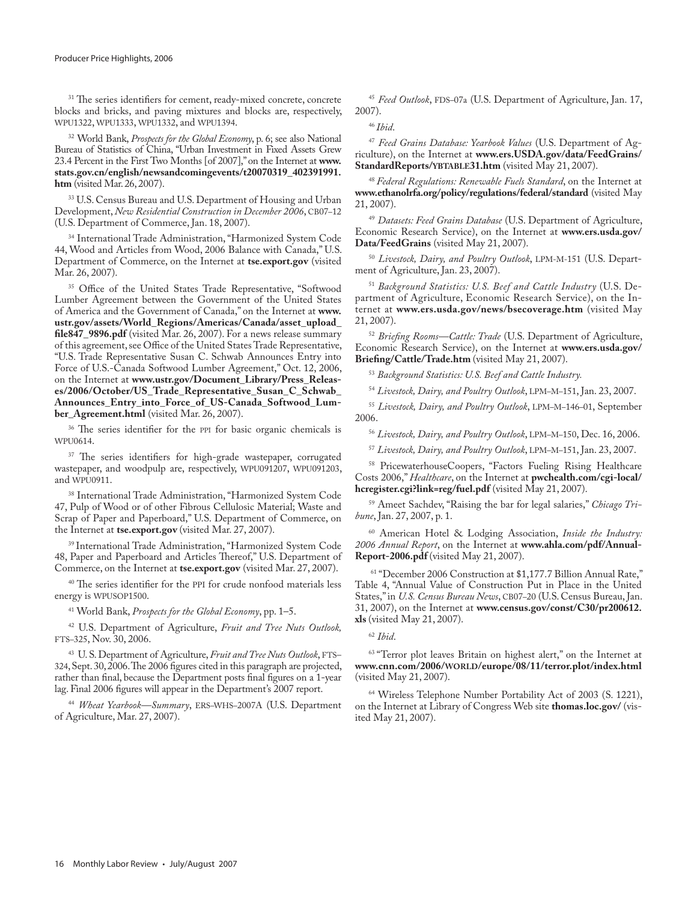[31] The series identifiers for cement, ready-mixed concrete, concrete blocks and bricks, and paving mixtures and blocks are, respectively, WPU1322, WPU1333, WPU1332, and WPU1394.

[32] World Bank, *Prospects for the Global Economy*, p. 6; see also National Bureau of Statistics of China, "Urban Investment in Fixed Assets Grew 23.4 Percent in the First Two Months [of 2007]," on the Internet at **www.stats.gov.cn/english/newsandcomingevents/t20070319_402391991.htm** (visited Mar. 26, 2007).

[33] U.S. Census Bureau and U.S. Department of Housing and Urban Development, *New Residential Construction in December 2006*, CB07–12 (U.S. Department of Commerce, Jan. 18, 2007).

[34] International Trade Administration, "Harmonized System Code 44, Wood and Articles from Wood, 2006 Balance with Canada," U.S. Department of Commerce, on the Internet at **tse.export.gov** (visited Mar. 26, 2007).

[35] Office of the United States Trade Representative, "Softwood Lumber Agreement between the Government of the United States of America and the Government of Canada," on the Internet at **www.ustr.gov/assets/World_Regions/Americas/Canada/asset_upload_file847_9896.pdf** (visited Mar. 26, 2007). For a news release summary of this agreement, see Office of the United States Trade Representative, "U.S. Trade Representative Susan C. Schwab Announces Entry into Force of U.S.-Canada Softwood Lumber Agreement," Oct. 12, 2006, on the Internet at **www.ustr.gov/Document_Library/Press_Releases/2006/October/US_Trade_Representative_Susan_C_Schwab_Announces_Entry_into_Force_of_US-Canada_Softwood_Lumber_Agreement.html** (visited Mar. 26, 2007).

[36] The series identifier for the PPI for basic organic chemicals is WPU0614.

[37] The series identifiers for high-grade wastepaper, corrugated wastepaper, and woodpulp are, respectively, WPU091207, WPU091203, and WPU0911.

[38] International Trade Administration, "Harmonized System Code 47, Pulp of Wood or of other Fibrous Cellulosic Material; Waste and Scrap of Paper and Paperboard," U.S. Department of Commerce, on the Internet at **tse.export.gov** (visited Mar. 27, 2007).

[39] International Trade Administration, "Harmonized System Code 48, Paper and Paperboard and Articles Thereof," U.S. Department of Commerce, on the Internet at **tse.export.gov** (visited Mar. 27, 2007).

[40] The series identifier for the PPI for crude nonfood materials less energy is WPUSOP1500.

[41] World Bank, *Prospects for the Global Economy*, pp. 1–5.

[42] U.S. Department of Agriculture, *Fruit and Tree Nuts Outlook,* FTS–325, Nov. 30, 2006.

[43] U. S. Department of Agriculture, *Fruit and Tree Nuts Outlook*, FTS–324, Sept. 30, 2006. The 2006 figures cited in this paragraph are projected, rather than final, because the Department posts final figures on a 1-year lag. Final 2006 figures will appear in the Department's 2007 report.

[44] *Wheat Yearbook—Summary*, ERS–WHS–2007A (U.S. Department of Agriculture, Mar. 27, 2007).

[45] *Feed Outlook*, FDS–07a (U.S. Department of Agriculture, Jan. 17, 2007).

[46] *Ibid*.

[47] *Feed Grains Database: Yearbook Values* (U.S. Department of Agriculture), on the Internet at **www.ers.USDA.gov/data/FeedGrains/StandardReports/YBTABLE31.htm** (visited May 21, 2007).

[48] *Federal Regulations: Renewable Fuels Standard*, on the Internet at **www.ethanolrfa.org/policy/regulations/federal/standard** (visited May 21, 2007).

[49] *Datasets: Feed Grains Database* (U.S. Department of Agriculture, Economic Research Service), on the Internet at **www.ers.usda.gov/Data/FeedGrains** (visited May 21, 2007).

[50] *Livestock, Dairy, and Poultry Outlook*, LPM-M-151 (U.S. Department of Agriculture, Jan. 23, 2007).

[51] *Background Statistics: U.S. Beef and Cattle Industry* (U.S. Department of Agriculture, Economic Research Service), on the Internet at **www.ers.usda.gov/news/bsecoverage.htm** (visited May 21, 2007).

[52] *Briefing Rooms—Cattle: Trade* (U.S. Department of Agriculture, Economic Research Service), on the Internet at **www.ers.usda.gov/Briefing/Cattle/Trade.htm** (visited May 21, 2007).

[53] *Background Statistics: U.S. Beef and Cattle Industry.*

[54] *Livestock, Dairy, and Poultry Outlook*, LPM–M–151, Jan. 23, 2007.

[55] *Livestock, Dairy, and Poultry Outlook*, LPM–M–146–01, September 2006.

[56] *Livestock, Dairy, and Poultry Outlook*, LPM–M–150, Dec. 16, 2006.

[57] *Livestock, Dairy, and Poultry Outlook*, LPM–M–151, Jan. 23, 2007.

[58] PricewaterhouseCoopers, "Factors Fueling Rising Healthcare Costs 2006," *Healthcare*, on the Internet at **pwchealth.com/cgi-local/hcregister.cgi?link=reg/fuel.pdf** (visited May 21, 2007).

[59] Ameet Sachdev, "Raising the bar for legal salaries," *Chicago Tribune*, Jan. 27, 2007, p. 1.

[60] American Hotel & Lodging Association, *Inside the Industry: 2006 Annual Report*, on the Internet at **www.ahla.com/pdf/Annual-Report-2006.pdf** (visited May 21, 2007).

[61] "December 2006 Construction at $1,177.7 Billion Annual Rate," Table 4, "Annual Value of Construction Put in Place in the United States," in *U.S. Census Bureau News*, CB07–20 (U.S. Census Bureau, Jan. 31, 2007), on the Internet at **www.census.gov/const/C30/pr200612.xls** (visited May 21, 2007).

[62] *Ibid*.

[63] "Terror plot leaves Britain on highest alert," on the Internet at **www.cnn.com/2006/WORLD/europe/08/11/terror.plot/index.html** (visited May 21, 2007).

[64] Wireless Telephone Number Portability Act of 2003 (S. 1221), on the Internet at Library of Congress Web site **thomas.loc.gov/** (visited May 21, 2007).